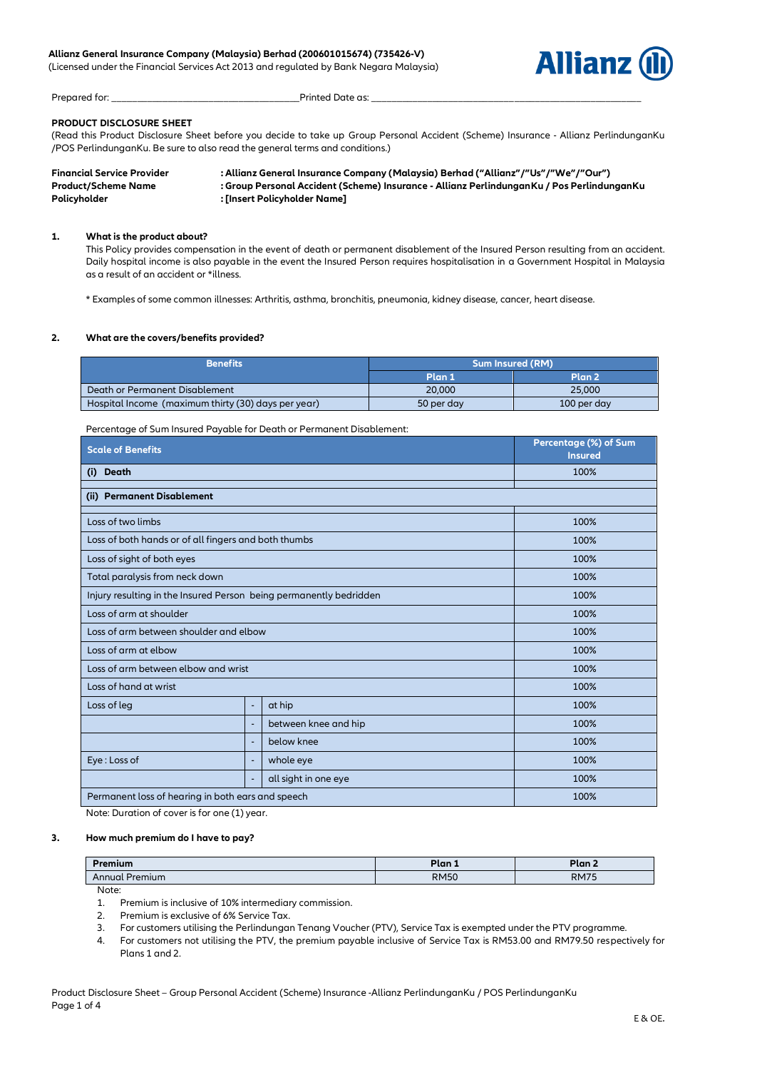**Allianz General Insurance Company (Malaysia) Berhad (200601015674) (735426-V)**
(Licensed under the Financial Services Act 2013 and regulated by Bank Negara Malaysia)

Prepared for: ______________________ Printed Date as: ______________________

**PRODUCT DISCLOSURE SHEET**
(Read this Product Disclosure Sheet before you decide to take up Group Personal Accident (Scheme) Insurance - Allianz PerlindunganKu /POS PerlindunganKu. Be sure to also read the general terms and conditions.)

| | |
|---|---|
| **Financial Service Provider** | **: Allianz General Insurance Company (Malaysia) Berhad ("Allianz"/"Us"/"We"/"Our")** |
| **Product/Scheme Name** | **: Group Personal Accident (Scheme) Insurance - Allianz PerlindunganKu / Pos PerlindunganKu** |
| **Policyholder** | **: [Insert Policyholder Name]** |

**1. What is the product about?**

This Policy provides compensation in the event of death or permanent disablement of the Insured Person resulting from an accident. Daily hospital income is also payable in the event the Insured Person requires hospitalisation in a Government Hospital in Malaysia as a result of an accident or *illness.

* Examples of some common illnesses: Arthritis, asthma, bronchitis, pneumonia, kidney disease, cancer, heart disease.

**2. What are the covers/benefits provided?**

| Benefits | Sum Insured (RM) | |
|---|---|---|
| | Plan 1 | Plan 2 |
| Death or Permanent Disablement | 20,000 | 25,000 |
| Hospital Income (maximum thirty (30) days per year) | 50 per day | 100 per day |

Percentage of Sum Insured Payable for Death or Permanent Disablement:

| Scale of Benefits | | | Percentage (%) of Sum Insured |
|---|---|---|---|
| **(i) Death** | | | 100% |
| **(ii) Permanent Disablement** | | | |
| Loss of two limbs | | | 100% |
| Loss of both hands or of all fingers and both thumbs | | | 100% |
| Loss of sight of both eyes | | | 100% |
| Total paralysis from neck down | | | 100% |
| Injury resulting in the Insured Person being permanently bedridden | | | 100% |
| Loss of arm at shoulder | | | 100% |
| Loss of arm between shoulder and elbow | | | 100% |
| Loss of arm at elbow | | | 100% |
| Loss of arm between elbow and wrist | | | 100% |
| Loss of hand at wrist | | | 100% |
| Loss of leg | - | at hip | 100% |
| | - | between knee and hip | 100% |
| | - | below knee | 100% |
| Eye : Loss of | - | whole eye | 100% |
| | - | all sight in one eye | 100% |
| Permanent loss of hearing in both ears and speech | | | 100% |

Note: Duration of cover is for one (1) year.

**3. How much premium do I have to pay?**

| Premium | Plan 1 | Plan 2 |
|---|---|---|
| Annual Premium | RM50 | RM75 |

Note:
1. Premium is inclusive of 10% intermediary commission.
2. Premium is exclusive of 6% Service Tax.
3. For customers utilising the Perlindungan Tenang Voucher (PTV), Service Tax is exempted under the PTV programme.
4. For customers not utilising the PTV, the premium payable inclusive of Service Tax is RM53.00 and RM79.50 respectively for Plans 1 and 2.

E & OE.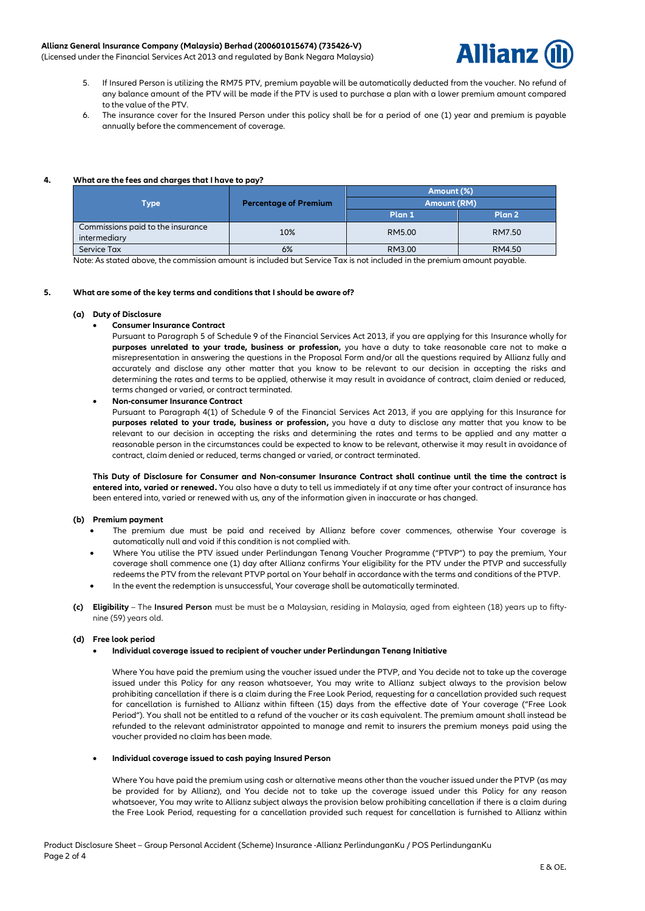5. If Insured Person is utilizing the RM75 PTV, premium payable will be automatically deducted from the voucher. No refund of any balance amount of the PTV will be made if the PTV is used to purchase a plan with a lower premium amount compared to the value of the PTV.
6. The insurance cover for the Insured Person under this policy shall be for a period of one (1) year and premium is payable annually before the commencement of coverage.

**4. What are the fees and charges that I have to pay?**

| Type | Percentage of Premium | Amount (%) Amount (RM) | |
|---|---|---|---|
| | | Plan 1 | Plan 2 |
| Commissions paid to the insurance intermediary | 10% | RM5.00 | RM7.50 |
| Service Tax | 6% | RM3.00 | RM4.50 |

Note: As stated above, the commission amount is included but Service Tax is not included in the premium amount payable.

**5. What are some of the key terms and conditions that I should be aware of?**

**(a) Duty of Disclosure**

- **Consumer Insurance Contract**

  Pursuant to Paragraph 5 of Schedule 9 of the Financial Services Act 2013, if you are applying for this Insurance wholly for **purposes unrelated to your trade, business or profession,** you have a duty to take reasonable care not to make a misrepresentation in answering the questions in the Proposal Form and/or all the questions required by Allianz fully and accurately and disclose any other matter that you know to be relevant to our decision in accepting the risks and determining the rates and terms to be applied, otherwise it may result in avoidance of contract, claim denied or reduced, terms changed or varied, or contract terminated.

- **Non-consumer Insurance Contract**

  Pursuant to Paragraph 4(1) of Schedule 9 of the Financial Services Act 2013, if you are applying for this Insurance for **purposes related to your trade, business or profession,** you have a duty to disclose any matter that you know to be relevant to our decision in accepting the risks and determining the rates and terms to be applied and any matter a reasonable person in the circumstances could be expected to know to be relevant, otherwise it may result in avoidance of contract, claim denied or reduced, terms changed or varied, or contract terminated.

**This Duty of Disclosure for Consumer and Non-consumer Insurance Contract shall continue until the time the contract is entered into, varied or renewed.** You also have a duty to tell us immediately if at any time after your contract of insurance has been entered into, varied or renewed with us, any of the information given in inaccurate or has changed.

**(b) Premium payment**

- The premium due must be paid and received by Allianz before cover commences, otherwise Your coverage is automatically null and void if this condition is not complied with.
- Where You utilise the PTV issued under Perlindungan Tenang Voucher Programme ("PTVP") to pay the premium, Your coverage shall commence one (1) day after Allianz confirms Your eligibility for the PTV under the PTVP and successfully redeems the PTV from the relevant PTVP portal on Your behalf in accordance with the terms and conditions of the PTVP.
- In the event the redemption is unsuccessful, Your coverage shall be automatically terminated.

**(c) Eligibility** – The **Insured Person** must be must be a Malaysian, residing in Malaysia, aged from eighteen (18) years up to fifty-nine (59) years old.

**(d) Free look period**

- **Individual coverage issued to recipient of voucher under Perlindungan Tenang Initiative**

  Where You have paid the premium using the voucher issued under the PTVP, and You decide not to take up the coverage issued under this Policy for any reason whatsoever, You may write to Allianz subject always to the provision below prohibiting cancellation if there is a claim during the Free Look Period, requesting for a cancellation provided such request for cancellation is furnished to Allianz within fifteen (15) days from the effective date of Your coverage ("Free Look Period"). You shall not be entitled to a refund of the voucher or its cash equivalent. The premium amount shall instead be refunded to the relevant administrator appointed to manage and remit to insurers the premium moneys paid using the voucher provided no claim has been made.

- **Individual coverage issued to cash paying Insured Person**

  Where You have paid the premium using cash or alternative means other than the voucher issued under the PTVP (as may be provided for by Allianz), and You decide not to take up the coverage issued under this Policy for any reason whatsoever, You may write to Allianz subject always the provision below prohibiting cancellation if there is a claim during the Free Look Period, requesting for a cancellation provided such request for cancellation is furnished to Allianz within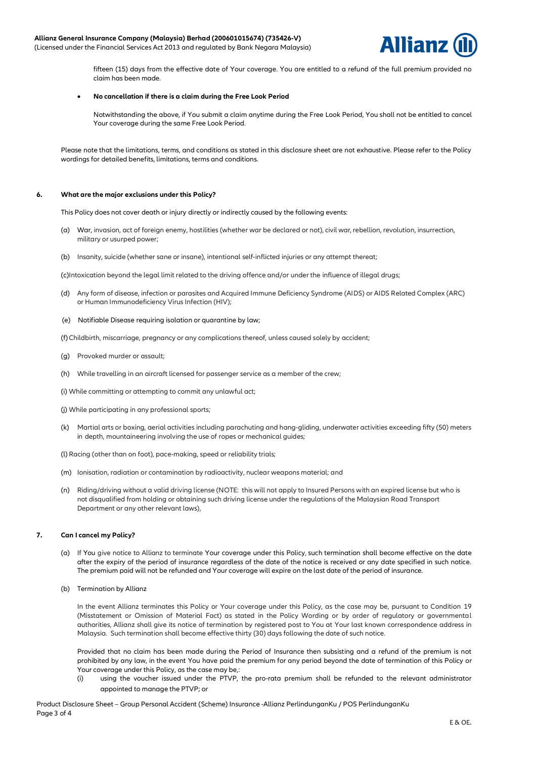fifteen (15) days from the effective date of Your coverage. You are entitled to a refund of the full premium provided no claim has been made.

- **No cancellation if there is a claim during the Free Look Period**

  Notwithstanding the above, if You submit a claim anytime during the Free Look Period, You shall not be entitled to cancel Your coverage during the same Free Look Period.

Please note that the limitations, terms, and conditions as stated in this disclosure sheet are not exhaustive. Please refer to the Policy wordings for detailed benefits, limitations, terms and conditions.

### 6. What are the major exclusions under this Policy?

This Policy does not cover death or injury directly or indirectly caused by the following events:

(a) War, invasion, act of foreign enemy, hostilities (whether war be declared or not), civil war, rebellion, revolution, insurrection, military or usurped power;

(b) Insanity, suicide (whether sane or insane), intentional self-inflicted injuries or any attempt thereat;

(c) Intoxication beyond the legal limit related to the driving offence and/or under the influence of illegal drugs;

(d) Any form of disease, infection or parasites and Acquired Immune Deficiency Syndrome (AIDS) or AIDS Related Complex (ARC) or Human Immunodeficiency Virus Infection (HIV);

(e) Notifiable Disease requiring isolation or quarantine by law;

(f) Childbirth, miscarriage, pregnancy or any complications thereof, unless caused solely by accident;

(g) Provoked murder or assault;

(h) While travelling in an aircraft licensed for passenger service as a member of the crew;

(i) While committing or attempting to commit any unlawful act;

(j) While participating in any professional sports;

(k) Martial arts or boxing, aerial activities including parachuting and hang-gliding, underwater activities exceeding fifty (50) meters in depth, mountaineering involving the use of ropes or mechanical guides;

(l) Racing (other than on foot), pace-making, speed or reliability trials;

(m) Ionisation, radiation or contamination by radioactivity, nuclear weapons material; and

(n) Riding/driving without a valid driving license (NOTE: this will not apply to Insured Persons with an expired license but who is not disqualified from holding or obtaining such driving license under the regulations of the Malaysian Road Transport Department or any other relevant laws),

### 7. Can I cancel my Policy?

(a) If You give notice to Allianz to terminate Your coverage under this Policy, such termination shall become effective on the date after the expiry of the period of insurance regardless of the date of the notice is received or any date specified in such notice. The premium paid will not be refunded and Your coverage will expire on the last date of the period of insurance.

(b) Termination by Allianz

In the event Allianz terminates this Policy or Your coverage under this Policy, as the case may be, pursuant to Condition 19 (Misstatement or Omission of Material Fact) as stated in the Policy Wording or by order of regulatory or governmental authorities, Allianz shall give its notice of termination by registered post to You at Your last known correspondence address in Malaysia. Such termination shall become effective thirty (30) days following the date of such notice.

Provided that no claim has been made during the Period of Insurance then subsisting and a refund of the premium is not prohibited by any law, in the event You have paid the premium for any period beyond the date of termination of this Policy or Your coverage under this Policy, as the case may be,:

(i) using the voucher issued under the PTVP, the pro-rata premium shall be refunded to the relevant administrator appointed to manage the PTVP; or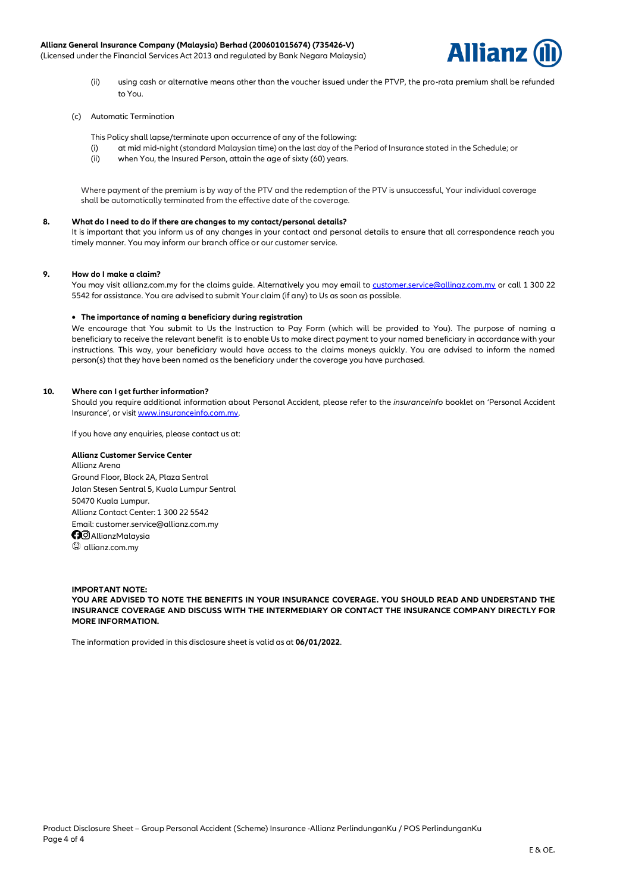(ii) using cash or alternative means other than the voucher issued under the PTVP, the pro-rata premium shall be refunded to You.

(c) Automatic Termination

This Policy shall lapse/terminate upon occurrence of any of the following:

(i) at mid mid-night (standard Malaysian time) on the last day of the Period of Insurance stated in the Schedule; or

(ii) when You, the Insured Person, attain the age of sixty (60) years.

Where payment of the premium is by way of the PTV and the redemption of the PTV is unsuccessful, Your individual coverage shall be automatically terminated from the effective date of the coverage.

**8. What do I need to do if there are changes to my contact/personal details?**

It is important that you inform us of any changes in your contact and personal details to ensure that all correspondence reach you timely manner. You may inform our branch office or our customer service.

**9. How do I make a claim?**

You may visit allianz.com.my for the claims guide. Alternatively you may email to customer.service@allinaz.com.my or call 1 300 22 5542 for assistance. You are advised to submit Your claim (if any) to Us as soon as possible.

- **The importance of naming a beneficiary during registration**

We encourage that You submit to Us the Instruction to Pay Form (which will be provided to You). The purpose of naming a beneficiary to receive the relevant benefit is to enable Us to make direct payment to your named beneficiary in accordance with your instructions. This way, your beneficiary would have access to the claims moneys quickly. You are advised to inform the named person(s) that they have been named as the beneficiary under the coverage you have purchased.

**10. Where can I get further information?**

Should you require additional information about Personal Accident, please refer to the *insuranceinfo* booklet on 'Personal Accident Insurance', or visit www.insuranceinfo.com.my.

If you have any enquiries, please contact us at:

**Allianz Customer Service Center**
Allianz Arena
Ground Floor, Block 2A, Plaza Sentral
Jalan Stesen Sentral 5, Kuala Lumpur Sentral
50470 Kuala Lumpur.
Allianz Contact Center: 1 300 22 5542
Email: customer.service@allianz.com.my
AllianzMalaysia
allianz.com.my

**IMPORTANT NOTE:**
**YOU ARE ADVISED TO NOTE THE BENEFITS IN YOUR INSURANCE COVERAGE. YOU SHOULD READ AND UNDERSTAND THE INSURANCE COVERAGE AND DISCUSS WITH THE INTERMEDIARY OR CONTACT THE INSURANCE COMPANY DIRECTLY FOR MORE INFORMATION.**

The information provided in this disclosure sheet is valid as at **06/01/2022**.

E & OE.